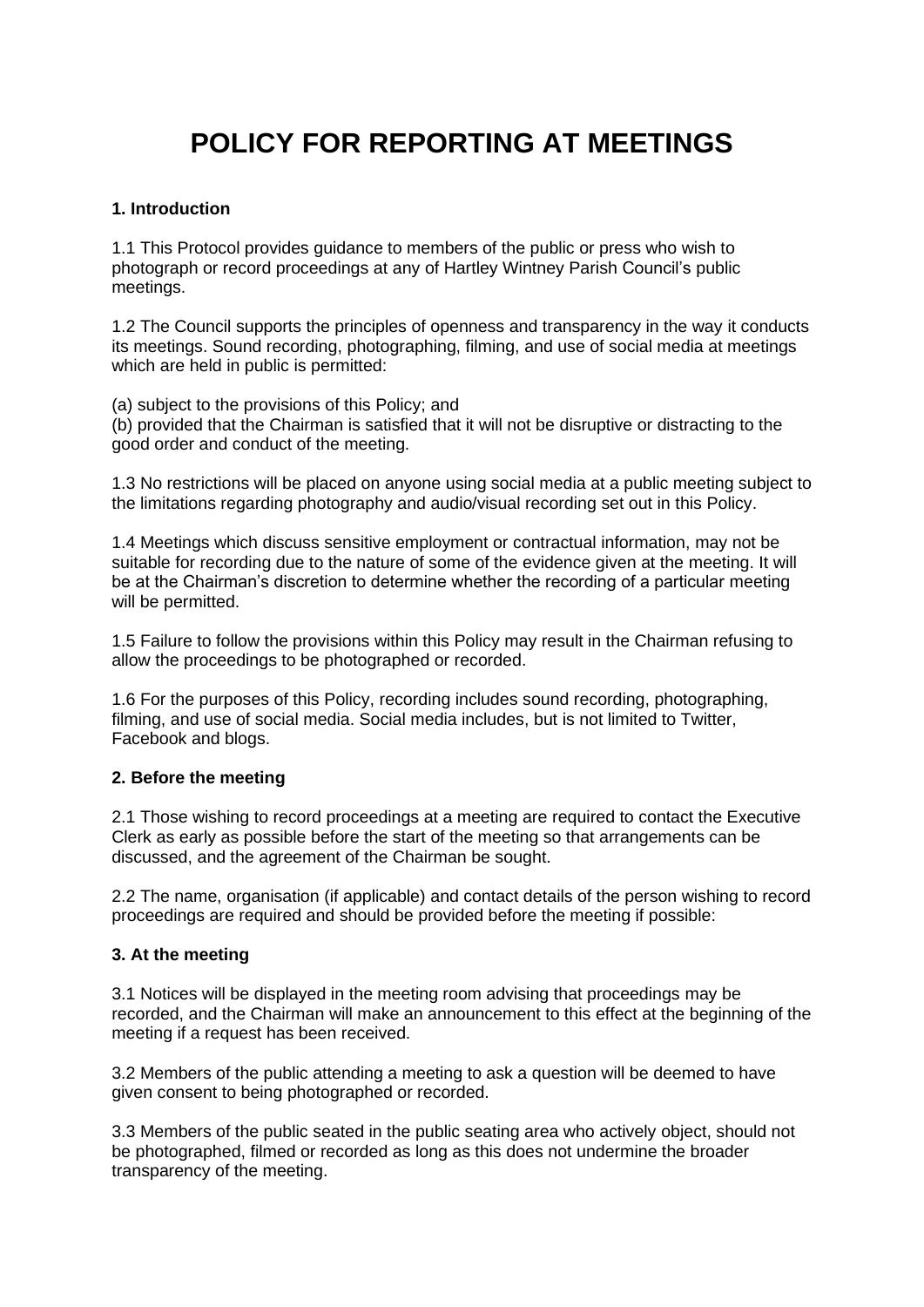# POLICY FOR REPORTING AT MEETINGS

**1. Introduction**

1.1 This Protocol provides guidance to members of the public or press who wish to photograph or record proceedings at any of Hartley Wintney Parish Council's public meetings.

1.2 The Council supports the principles of openness and transparency in the way it conducts its meetings. Sound recording, photographing, filming, and use of social media at meetings which are held in public is permitted:

(a) subject to the provisions of this Policy; and
(b) provided that the Chairman is satisfied that it will not be disruptive or distracting to the good order and conduct of the meeting.

1.3 No restrictions will be placed on anyone using social media at a public meeting subject to the limitations regarding photography and audio/visual recording set out in this Policy.

1.4 Meetings which discuss sensitive employment or contractual information, may not be suitable for recording due to the nature of some of the evidence given at the meeting. It will be at the Chairman's discretion to determine whether the recording of a particular meeting will be permitted.

1.5 Failure to follow the provisions within this Policy may result in the Chairman refusing to allow the proceedings to be photographed or recorded.

1.6 For the purposes of this Policy, recording includes sound recording, photographing, filming, and use of social media. Social media includes, but is not limited to Twitter, Facebook and blogs.

**2. Before the meeting**

2.1 Those wishing to record proceedings at a meeting are required to contact the Executive Clerk as early as possible before the start of the meeting so that arrangements can be discussed, and the agreement of the Chairman be sought.

2.2 The name, organisation (if applicable) and contact details of the person wishing to record proceedings are required and should be provided before the meeting if possible:

**3. At the meeting**

3.1 Notices will be displayed in the meeting room advising that proceedings may be recorded, and the Chairman will make an announcement to this effect at the beginning of the meeting if a request has been received.

3.2 Members of the public attending a meeting to ask a question will be deemed to have given consent to being photographed or recorded.

3.3 Members of the public seated in the public seating area who actively object, should not be photographed, filmed or recorded as long as this does not undermine the broader transparency of the meeting.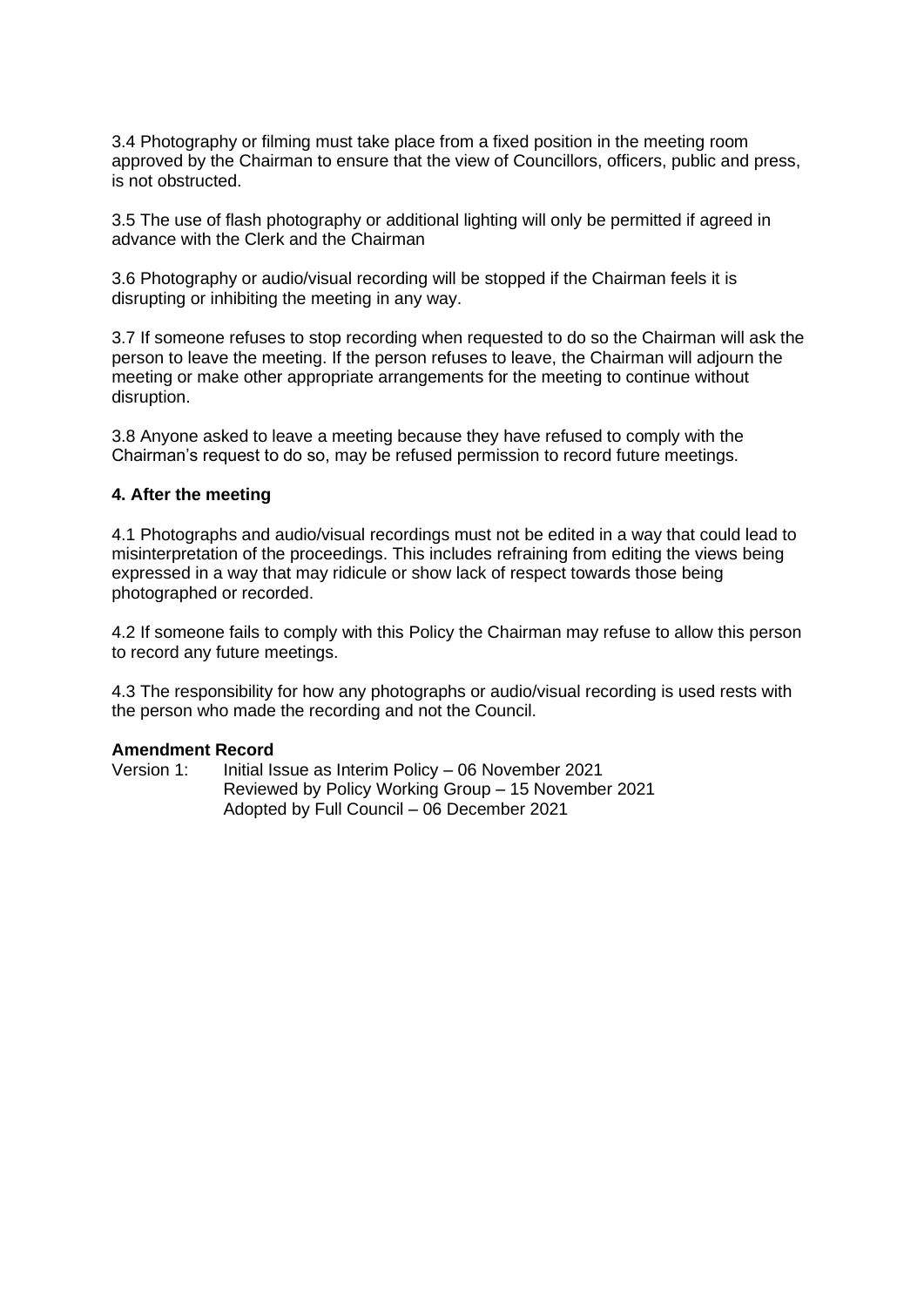3.4 Photography or filming must take place from a fixed position in the meeting room approved by the Chairman to ensure that the view of Councillors, officers, public and press, is not obstructed.

3.5 The use of flash photography or additional lighting will only be permitted if agreed in advance with the Clerk and the Chairman

3.6 Photography or audio/visual recording will be stopped if the Chairman feels it is disrupting or inhibiting the meeting in any way.

3.7 If someone refuses to stop recording when requested to do so the Chairman will ask the person to leave the meeting. If the person refuses to leave, the Chairman will adjourn the meeting or make other appropriate arrangements for the meeting to continue without disruption.

3.8 Anyone asked to leave a meeting because they have refused to comply with the Chairman's request to do so, may be refused permission to record future meetings.

**4. After the meeting**

4.1 Photographs and audio/visual recordings must not be edited in a way that could lead to misinterpretation of the proceedings. This includes refraining from editing the views being expressed in a way that may ridicule or show lack of respect towards those being photographed or recorded.

4.2 If someone fails to comply with this Policy the Chairman may refuse to allow this person to record any future meetings.

4.3 The responsibility for how any photographs or audio/visual recording is used rests with the person who made the recording and not the Council.

**Amendment Record**

Version 1: Initial Issue as Interim Policy – 06 November 2021
Reviewed by Policy Working Group – 15 November 2021
Adopted by Full Council – 06 December 2021